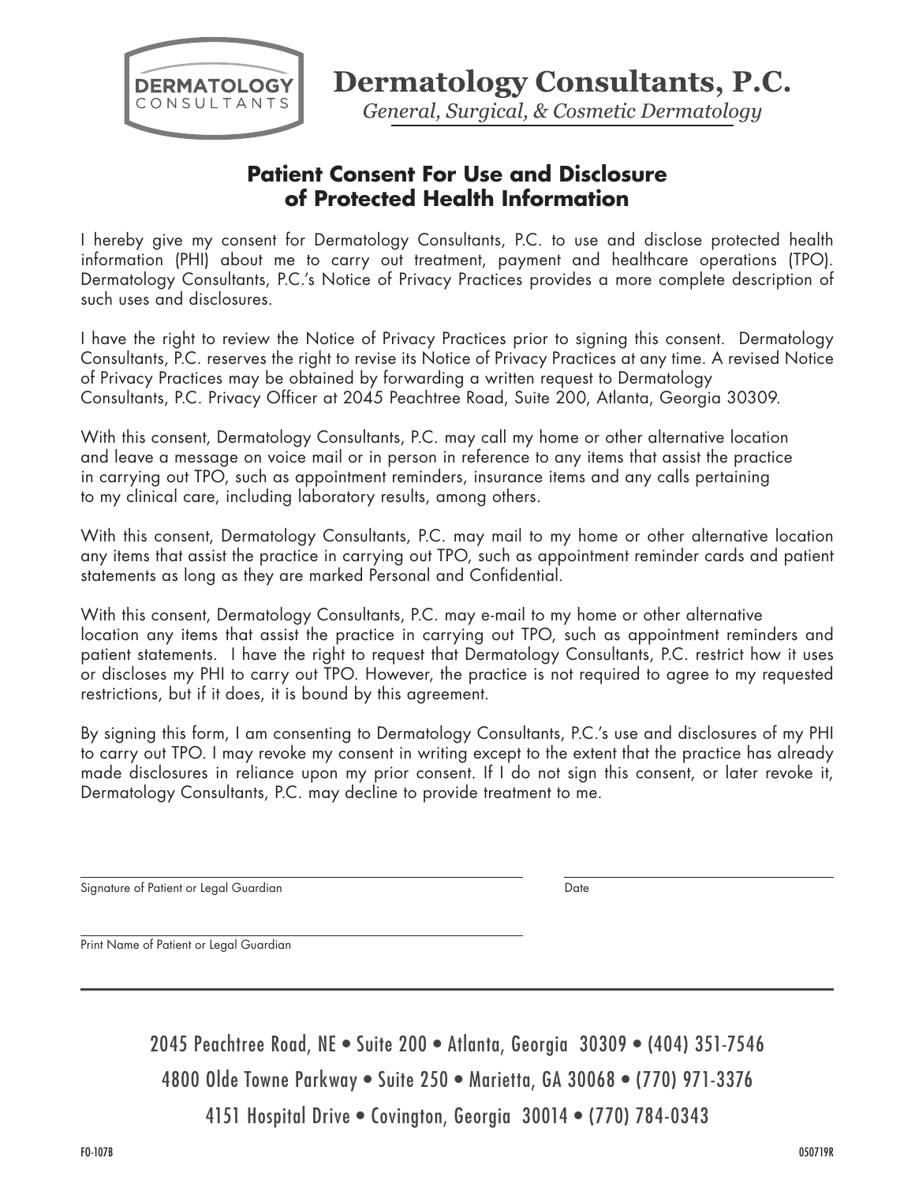DERMATOLOGY CONSULTANTS

# Dermatology Consultants, P.C.

*General, Surgical, & Cosmetic Dermatology*

## Patient Consent For Use and Disclosure of Protected Health Information

I hereby give my consent for Dermatology Consultants, P.C. to use and disclose protected health information (PHI) about me to carry out treatment, payment and healthcare operations (TPO). Dermatology Consultants, P.C.'s Notice of Privacy Practices provides a more complete description of such uses and disclosures.

I have the right to review the Notice of Privacy Practices prior to signing this consent. Dermatology Consultants, P.C. reserves the right to revise its Notice of Privacy Practices at any time. A revised Notice of Privacy Practices may be obtained by forwarding a written request to Dermatology Consultants, P.C. Privacy Officer at 2045 Peachtree Road, Suite 200, Atlanta, Georgia 30309.

With this consent, Dermatology Consultants, P.C. may call my home or other alternative location and leave a message on voice mail or in person in reference to any items that assist the practice in carrying out TPO, such as appointment reminders, insurance items and any calls pertaining to my clinical care, including laboratory results, among others.

With this consent, Dermatology Consultants, P.C. may mail to my home or other alternative location any items that assist the practice in carrying out TPO, such as appointment reminder cards and patient statements as long as they are marked Personal and Confidential.

With this consent, Dermatology Consultants, P.C. may e-mail to my home or other alternative location any items that assist the practice in carrying out TPO, such as appointment reminders and patient statements. I have the right to request that Dermatology Consultants, P.C. restrict how it uses or discloses my PHI to carry out TPO. However, the practice is not required to agree to my requested restrictions, but if it does, it is bound by this agreement.

By signing this form, I am consenting to Dermatology Consultants, P.C.'s use and disclosures of my PHI to carry out TPO. I may revoke my consent in writing except to the extent that the practice has already made disclosures in reliance upon my prior consent. If I do not sign this consent, or later revoke it, Dermatology Consultants, P.C. may decline to provide treatment to me.

______________________________ Signature of Patient or Legal Guardian

______________________________ Date

______________________________ Print Name of Patient or Legal Guardian

2045 Peachtree Road, NE • Suite 200 • Atlanta, Georgia 30309 • (404) 351-7546

4800 Olde Towne Parkway • Suite 250 • Marietta, GA 30068 • (770) 971-3376

4151 Hospital Drive • Covington, Georgia 30014 • (770) 784-0343

FO-107B 050719R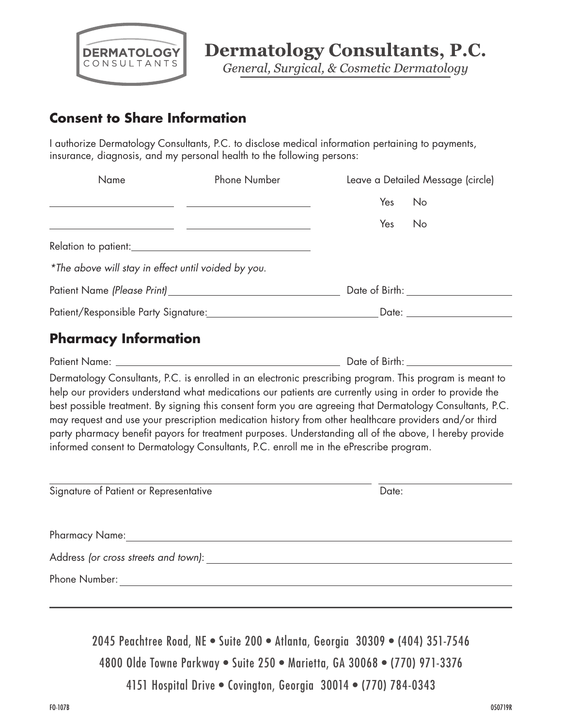# Dermatology Consultants, P.C.

*General, Surgical, & Cosmetic Dermatology*

## Consent to Share Information

I authorize Dermatology Consultants, P.C. to disclose medical information pertaining to payments, insurance, diagnosis, and my personal health to the following persons:

| Name | Phone Number | Leave a Detailed Message (circle) |
|---|---|---|
| ____________________ | ____________________ | Yes No |
| ____________________ | ____________________ | Yes No |

Relation to patient: ______________________________

*\*The above will stay in effect until voided by you.*

Patient Name *(Please Print)* ______________________________ Date of Birth: ________________

Patient/Responsible Party Signature: ______________________________ Date: ________________

## Pharmacy Information

Patient Name: ______________________________ Date of Birth: ________________

Dermatology Consultants, P.C. is enrolled in an electronic prescribing program. This program is meant to help our providers understand what medications our patients are currently using in order to provide the best possible treatment. By signing this consent form you are agreeing that Dermatology Consultants, P.C. may request and use your prescription medication history from other healthcare providers and/or third party pharmacy benefit payors for treatment purposes. Understanding all of the above, I hereby provide informed consent to Dermatology Consultants, P.C. enroll me in the ePrescribe program.

______________________________ ________________

Signature of Patient or Representative Date:

Pharmacy Name: ______________________________

Address *(or cross streets and town)*: ______________________________

Phone Number: ______________________________

2045 Peachtree Road, NE • Suite 200 • Atlanta, Georgia 30309 • (404) 351-7546

4800 Olde Towne Parkway • Suite 250 • Marietta, GA 30068 • (770) 971-3376

4151 Hospital Drive • Covington, Georgia 30014 • (770) 784-0343

FO-107B 050719R